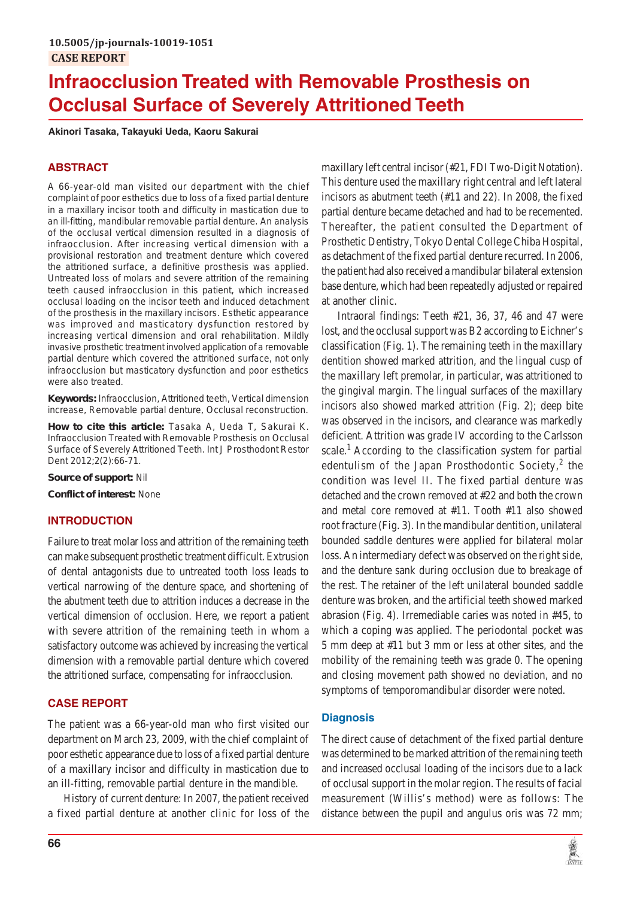**10.5005/jp-journals-10019-1051**

**CASE REPORT**

# Infraocclusion Treated with Removable Prosthesis on Occlusal Surface of Severely Attritioned Teeth

**Akinori Tasaka, Takayuki Ueda, Kaoru Sakurai**

## ABSTRACT

A 66-year-old man visited our department with the chief complaint of poor esthetics due to loss of a fixed partial denture in a maxillary incisor tooth and difficulty in mastication due to an ill-fitting, mandibular removable partial denture. An analysis of the occlusal vertical dimension resulted in a diagnosis of infraocclusion. After increasing vertical dimension with a provisional restoration and treatment denture which covered the attritioned surface, a definitive prosthesis was applied. Untreated loss of molars and severe attrition of the remaining teeth caused infraocclusion in this patient, which increased occlusal loading on the incisor teeth and induced detachment of the prosthesis in the maxillary incisors. Esthetic appearance was improved and masticatory dysfunction restored by increasing vertical dimension and oral rehabilitation. Mildly invasive prosthetic treatment involved application of a removable partial denture which covered the attritioned surface, not only infraocclusion but masticatory dysfunction and poor esthetics were also treated.

**Keywords:** Infraocclusion, Attritioned teeth, Vertical dimension increase, Removable partial denture, Occlusal reconstruction.

**How to cite this article:** Tasaka A, Ueda T, Sakurai K. Infraocclusion Treated with Removable Prosthesis on Occlusal Surface of Severely Attritioned Teeth. Int J Prosthodont Restor Dent 2012;2(2):66-71.

**Source of support:** Nil

**Conflict of interest:** None

## INTRODUCTION

Failure to treat molar loss and attrition of the remaining teeth can make subsequent prosthetic treatment difficult. Extrusion of dental antagonists due to untreated tooth loss leads to vertical narrowing of the denture space, and shortening of the abutment teeth due to attrition induces a decrease in the vertical dimension of occlusion. Here, we report a patient with severe attrition of the remaining teeth in whom a satisfactory outcome was achieved by increasing the vertical dimension with a removable partial denture which covered the attritioned surface, compensating for infraocclusion.

## CASE REPORT

The patient was a 66-year-old man who first visited our department on March 23, 2009, with the chief complaint of poor esthetic appearance due to loss of a fixed partial denture of a maxillary incisor and difficulty in mastication due to an ill-fitting, removable partial denture in the mandible.

History of current denture: In 2007, the patient received a fixed partial denture at another clinic for loss of the maxillary left central incisor (#21, FDI Two-Digit Notation). This denture used the maxillary right central and left lateral incisors as abutment teeth (#11 and 22). In 2008, the fixed partial denture became detached and had to be recemented. Thereafter, the patient consulted the Department of Prosthetic Dentistry, Tokyo Dental College Chiba Hospital, as detachment of the fixed partial denture recurred. In 2006, the patient had also received a mandibular bilateral extension base denture, which had been repeatedly adjusted or repaired at another clinic.

Intraoral findings: Teeth #21, 36, 37, 46 and 47 were lost, and the occlusal support was B2 according to Eichner's classification (Fig. 1). The remaining teeth in the maxillary dentition showed marked attrition, and the lingual cusp of the maxillary left premolar, in particular, was attritioned to the gingival margin. The lingual surfaces of the maxillary incisors also showed marked attrition (Fig. 2); deep bite was observed in the incisors, and clearance was markedly deficient. Attrition was grade IV according to the Carlsson scale.[1] According to the classification system for partial edentulism of the Japan Prosthodontic Society,[2] the condition was level II. The fixed partial denture was detached and the crown removed at #22 and both the crown and metal core removed at #11. Tooth #11 also showed root fracture (Fig. 3). In the mandibular dentition, unilateral bounded saddle dentures were applied for bilateral molar loss. An intermediary defect was observed on the right side, and the denture sank during occlusion due to breakage of the rest. The retainer of the left unilateral bounded saddle denture was broken, and the artificial teeth showed marked abrasion (Fig. 4). Irremediable caries was noted in #45, to which a coping was applied. The periodontal pocket was 5 mm deep at #11 but 3 mm or less at other sites, and the mobility of the remaining teeth was grade 0. The opening and closing movement path showed no deviation, and no symptoms of temporomandibular disorder were noted.

### Diagnosis

The direct cause of detachment of the fixed partial denture was determined to be marked attrition of the remaining teeth and increased occlusal loading of the incisors due to a lack of occlusal support in the molar region. The results of facial measurement (Willis's method) were as follows: The distance between the pupil and angulus oris was 72 mm;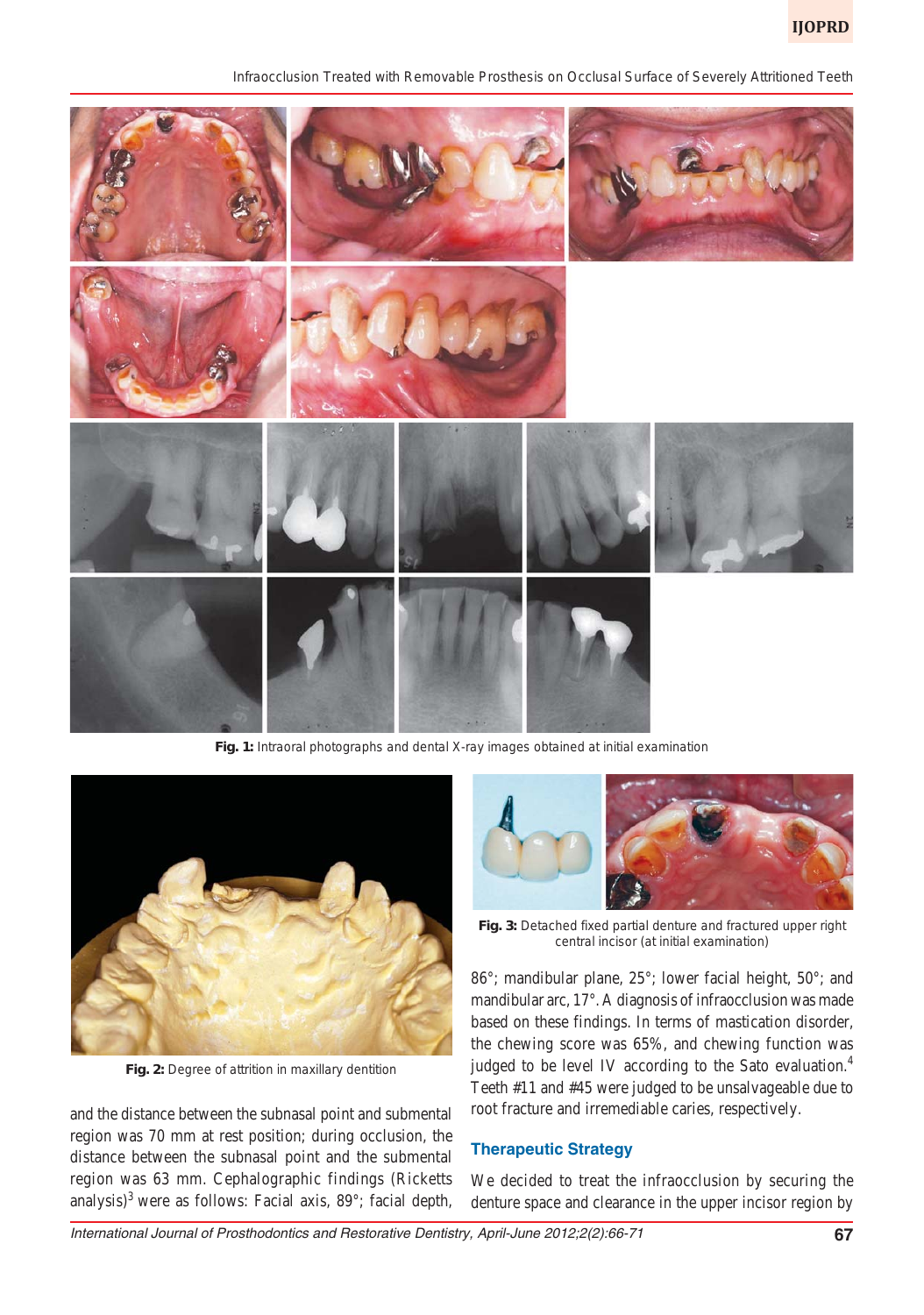**Fig. 1:** Intraoral photographs and dental X-ray images obtained at initial examination

**Fig. 2:** Degree of attrition in maxillary dentition

**Fig. 3:** Detached fixed partial denture and fractured upper right central incisor (at initial examination)

and the distance between the subnasal point and submental region was 70 mm at rest position; during occlusion, the distance between the subnasal point and the submental region was 63 mm. Cephalographic findings (Ricketts analysis)[3] were as follows: Facial axis, 89°; facial depth, 86°; mandibular plane, 25°; lower facial height, 50°; and mandibular arc, 17°. A diagnosis of infraocclusion was made based on these findings. In terms of mastication disorder, the chewing score was 65%, and chewing function was judged to be level IV according to the Sato evaluation.[4] Teeth #11 and #45 were judged to be unsalvageable due to root fracture and irremediable caries, respectively.

## Therapeutic Strategy

We decided to treat the infraocclusion by securing the denture space and clearance in the upper incisor region by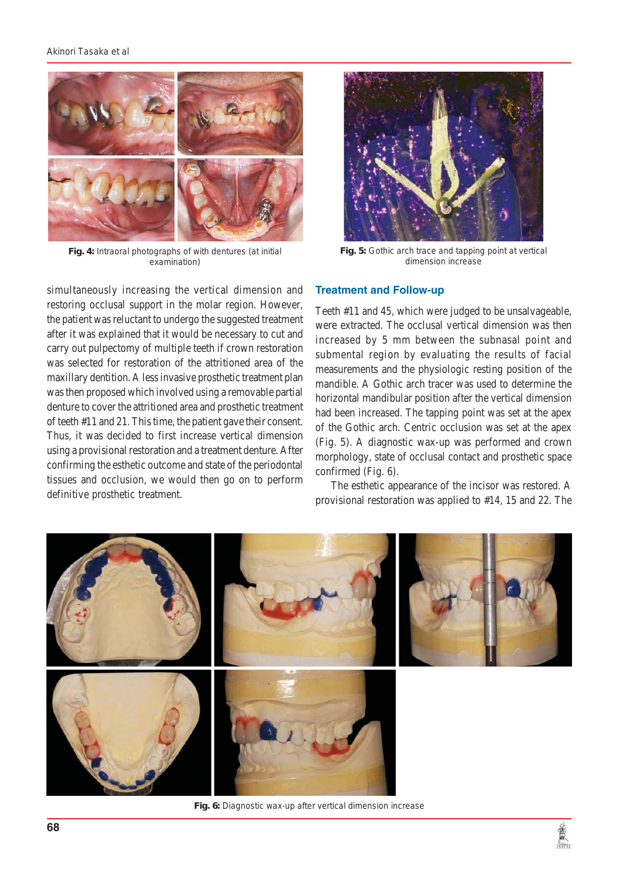**Fig. 4:** Intraoral photographs of with dentures (at initial examination)

**Fig. 5:** Gothic arch trace and tapping point at vertical dimension increase

simultaneously increasing the vertical dimension and restoring occlusal support in the molar region. However, the patient was reluctant to undergo the suggested treatment after it was explained that it would be necessary to cut and carry out pulpectomy of multiple teeth if crown restoration was selected for restoration of the attritioned area of the maxillary dentition. A less invasive prosthetic treatment plan was then proposed which involved using a removable partial denture to cover the attritioned area and prosthetic treatment of teeth #11 and 21. This time, the patient gave their consent. Thus, it was decided to first increase vertical dimension using a provisional restoration and a treatment denture. After confirming the esthetic outcome and state of the periodontal tissues and occlusion, we would then go on to perform definitive prosthetic treatment.

## Treatment and Follow-up

Teeth #11 and 45, which were judged to be unsalvageable, were extracted. The occlusal vertical dimension was then increased by 5 mm between the subnasal point and submental region by evaluating the results of facial measurements and the physiologic resting position of the mandible. A Gothic arch tracer was used to determine the horizontal mandibular position after the vertical dimension had been increased. The tapping point was set at the apex of the Gothic arch. Centric occlusion was set at the apex (Fig. 5). A diagnostic wax-up was performed and crown morphology, state of occlusal contact and prosthetic space confirmed (Fig. 6).

The esthetic appearance of the incisor was restored. A provisional restoration was applied to #14, 15 and 22. The

**Fig. 6:** Diagnostic wax-up after vertical dimension increase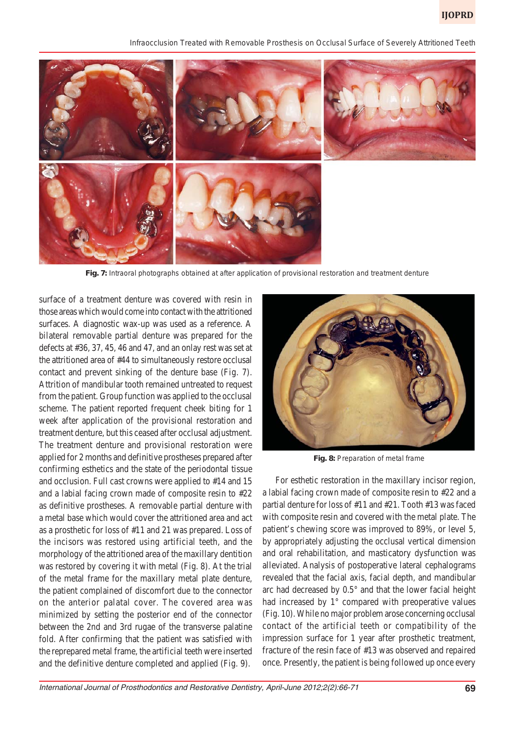Fig. 7: Intraoral photographs obtained at after application of provisional restoration and treatment denture

surface of a treatment denture was covered with resin in those areas which would come into contact with the attritioned surfaces. A diagnostic wax-up was used as a reference. A bilateral removable partial denture was prepared for the defects at #36, 37, 45, 46 and 47, and an onlay rest was set at the attritioned area of #44 to simultaneously restore occlusal contact and prevent sinking of the denture base (Fig. 7). Attrition of mandibular tooth remained untreated to request from the patient. Group function was applied to the occlusal scheme. The patient reported frequent cheek biting for 1 week after application of the provisional restoration and treatment denture, but this ceased after occlusal adjustment. The treatment denture and provisional restoration were applied for 2 months and definitive prostheses prepared after confirming esthetics and the state of the periodontal tissue and occlusion. Full cast crowns were applied to #14 and 15 and a labial facing crown made of composite resin to #22 as definitive prostheses. A removable partial denture with a metal base which would cover the attritioned area and act as a prosthetic for loss of #11 and 21 was prepared. Loss of the incisors was restored using artificial teeth, and the morphology of the attritioned area of the maxillary dentition was restored by covering it with metal (Fig. 8). At the trial of the metal frame for the maxillary metal plate denture, the patient complained of discomfort due to the connector on the anterior palatal cover. The covered area was minimized by setting the posterior end of the connector between the 2nd and 3rd rugae of the transverse palatine fold. After confirming that the patient was satisfied with the reprepared metal frame, the artificial teeth were inserted and the definitive denture completed and applied (Fig. 9).

Fig. 8: Preparation of metal frame

For esthetic restoration in the maxillary incisor region, a labial facing crown made of composite resin to #22 and a partial denture for loss of #11 and #21. Tooth #13 was faced with composite resin and covered with the metal plate. The patient's chewing score was improved to 89%, or level 5, by appropriately adjusting the occlusal vertical dimension and oral rehabilitation, and masticatory dysfunction was alleviated. Analysis of postoperative lateral cephalograms revealed that the facial axis, facial depth, and mandibular arc had decreased by 0.5° and that the lower facial height had increased by 1° compared with preoperative values (Fig. 10). While no major problem arose concerning occlusal contact of the artificial teeth or compatibility of the impression surface for 1 year after prosthetic treatment, fracture of the resin face of #13 was observed and repaired once. Presently, the patient is being followed up once every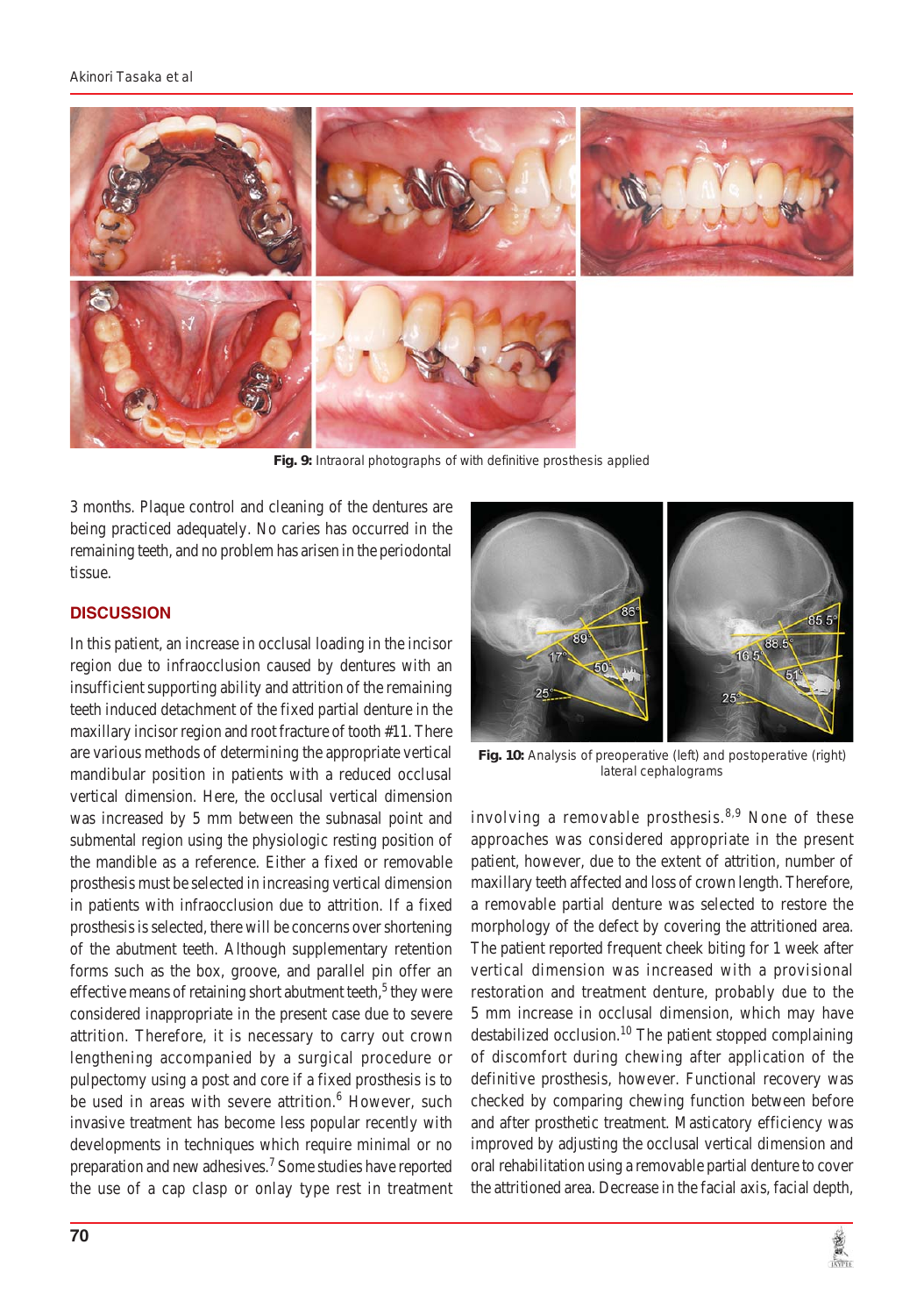Fig. 9: Intraoral photographs of with definitive prosthesis applied

3 months. Plaque control and cleaning of the dentures are being practiced adequately. No caries has occurred in the remaining teeth, and no problem has arisen in the periodontal tissue.

## DISCUSSION

In this patient, an increase in occlusal loading in the incisor region due to infraocclusion caused by dentures with an insufficient supporting ability and attrition of the remaining teeth induced detachment of the fixed partial denture in the maxillary incisor region and root fracture of tooth #11. There are various methods of determining the appropriate vertical mandibular position in patients with a reduced occlusal vertical dimension. Here, the occlusal vertical dimension was increased by 5 mm between the subnasal point and submental region using the physiologic resting position of the mandible as a reference. Either a fixed or removable prosthesis must be selected in increasing vertical dimension in patients with infraocclusion due to attrition. If a fixed prosthesis is selected, there will be concerns over shortening of the abutment teeth. Although supplementary retention forms such as the box, groove, and parallel pin offer an effective means of retaining short abutment teeth,[5] they were considered inappropriate in the present case due to severe attrition. Therefore, it is necessary to carry out crown lengthening accompanied by a surgical procedure or pulpectomy using a post and core if a fixed prosthesis is to be used in areas with severe attrition.[6] However, such invasive treatment has become less popular recently with developments in techniques which require minimal or no preparation and new adhesives.[7] Some studies have reported the use of a cap clasp or onlay type rest in treatment involving a removable prosthesis.[8,9] None of these approaches was considered appropriate in the present patient, however, due to the extent of attrition, number of maxillary teeth affected and loss of crown length. Therefore, a removable partial denture was selected to restore the morphology of the defect by covering the attritioned area. The patient reported frequent cheek biting for 1 week after vertical dimension was increased with a provisional restoration and treatment denture, probably due to the present 5 mm increase in occlusal dimension, which may have destabilized occlusion.[10] The patient stopped complaining of discomfort during chewing after application of the definitive prosthesis, however. Functional recovery was checked by comparing chewing function between before and after prosthetic treatment. Masticatory efficiency was improved by adjusting the occlusal vertical dimension and oral rehabilitation using a removable partial denture to cover the attritioned area. Decrease in the facial axis, facial depth,

Fig. 10: Analysis of preoperative (left) and postoperative (right) lateral cephalograms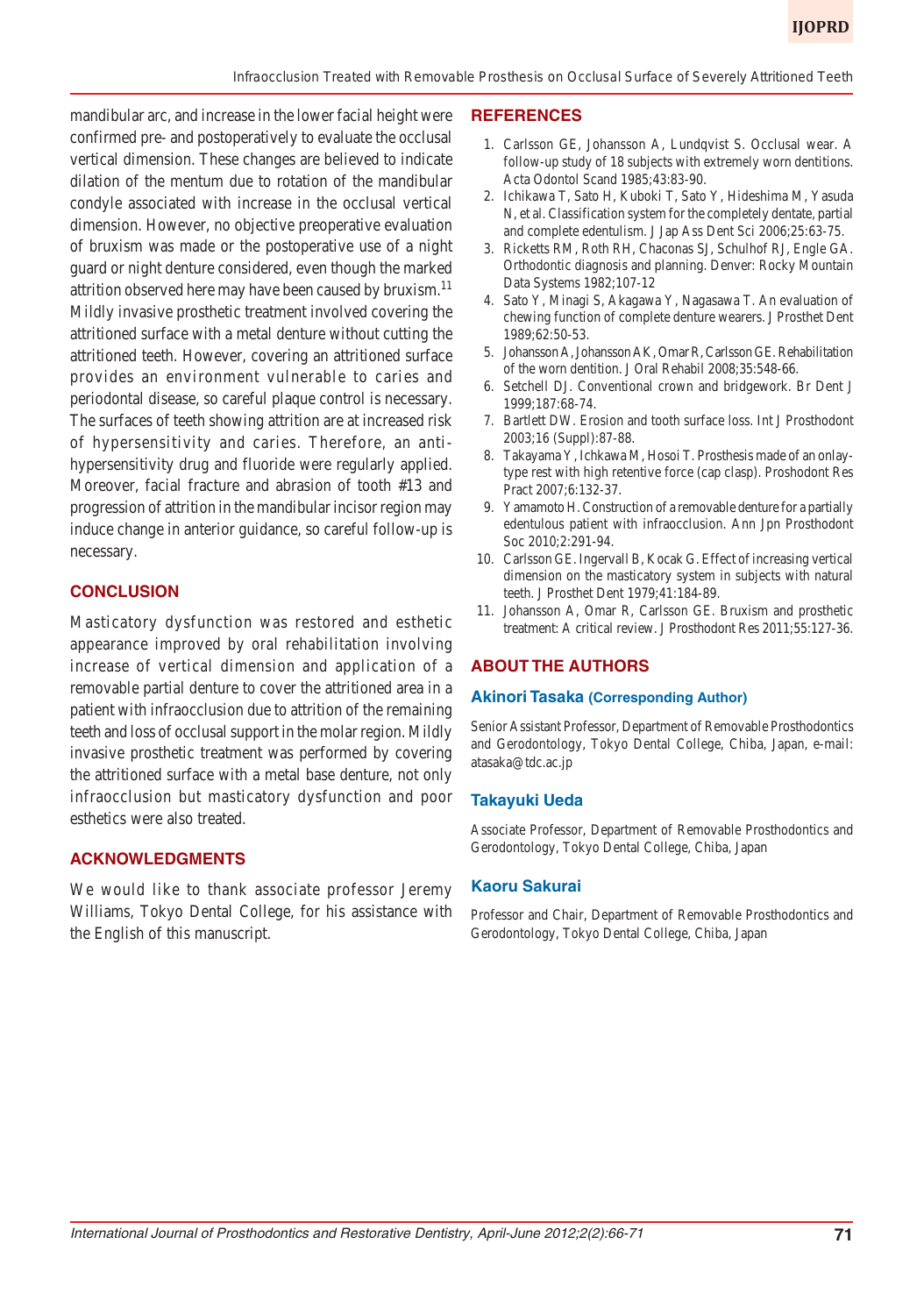mandibular arc, and increase in the lower facial height were confirmed pre- and postoperatively to evaluate the occlusal vertical dimension. These changes are believed to indicate dilation of the mentum due to rotation of the mandibular condyle associated with increase in the occlusal vertical dimension. However, no objective preoperative evaluation of bruxism was made or the postoperative use of a night guard or night denture considered, even though the marked attrition observed here may have been caused by bruxism.[11] Mildly invasive prosthetic treatment involved covering the attritioned surface with a metal denture without cutting the attritioned teeth. However, covering an attritioned surface provides an environment vulnerable to caries and periodontal disease, so careful plaque control is necessary. The surfaces of teeth showing attrition are at increased risk of hypersensitivity and caries. Therefore, an anti-hypersensitivity drug and fluoride were regularly applied. Moreover, facial fracture and abrasion of tooth #13 and progression of attrition in the mandibular incisor region may induce change in anterior guidance, so careful follow-up is necessary.

## CONCLUSION

Masticatory dysfunction was restored and esthetic appearance improved by oral rehabilitation involving increase of vertical dimension and application of a removable partial denture to cover the attritioned area in a patient with infraocclusion due to attrition of the remaining teeth and loss of occlusal support in the molar region. Mildly invasive prosthetic treatment was performed by covering the attritioned surface with a metal base denture, not only infraocclusion but masticatory dysfunction and poor esthetics were also treated.

## ACKNOWLEDGMENTS

We would like to thank associate professor Jeremy Williams, Tokyo Dental College, for his assistance with the English of this manuscript.

## REFERENCES

1. Carlsson GE, Johansson A, Lundqvist S. Occlusal wear. A follow-up study of 18 subjects with extremely worn dentitions. Acta Odontol Scand 1985;43:83-90.
2. Ichikawa T, Sato H, Kuboki T, Sato Y, Hideshima M, Yasuda N, et al. Classification system for the completely dentate, partial and complete edentulism. J Jap Ass Dent Sci 2006;25:63-75.
3. Ricketts RM, Roth RH, Chaconas SJ, Schulhof RJ, Engle GA. Orthodontic diagnosis and planning. Denver: Rocky Mountain Data Systems 1982;107-12
4. Sato Y, Minagi S, Akagawa Y, Nagasawa T. An evaluation of chewing function of complete denture wearers. J Prosthet Dent 1989;62:50-53.
5. Johansson A, Johansson AK, Omar R, Carlsson GE. Rehabilitation of the worn dentition. J Oral Rehabil 2008;35:548-66.
6. Setchell DJ. Conventional crown and bridgework. Br Dent J 1999;187:68-74.
7. Bartlett DW. Erosion and tooth surface loss. Int J Prosthodont 2003;16 (Suppl):87-88.
8. Takayama Y, Ichkawa M, Hosoi T. Prosthesis made of an onlay-type rest with high retentive force (cap clasp). Proshodont Res Pract 2007;6:132-37.
9. Yamamoto H. Construction of a removable denture for a partially edentulous patient with infraocclusion. Ann Jpn Prosthodont Soc 2010;2:291-94.
10. Carlsson GE. Ingervall B, Kocak G. Effect of increasing vertical dimension on the masticatory system in subjects with natural teeth. J Prosthet Dent 1979;41:184-89.
11. Johansson A, Omar R, Carlsson GE. Bruxism and prosthetic treatment: A critical review. J Prosthodont Res 2011;55:127-36.

## ABOUT THE AUTHORS

### Akinori Tasaka (Corresponding Author)

Senior Assistant Professor, Department of Removable Prosthodontics and Gerodontology, Tokyo Dental College, Chiba, Japan, e-mail: atasaka@tdc.ac.jp

### Takayuki Ueda

Associate Professor, Department of Removable Prosthodontics and Gerodontology, Tokyo Dental College, Chiba, Japan

### Kaoru Sakurai

Professor and Chair, Department of Removable Prosthodontics and Gerodontology, Tokyo Dental College, Chiba, Japan